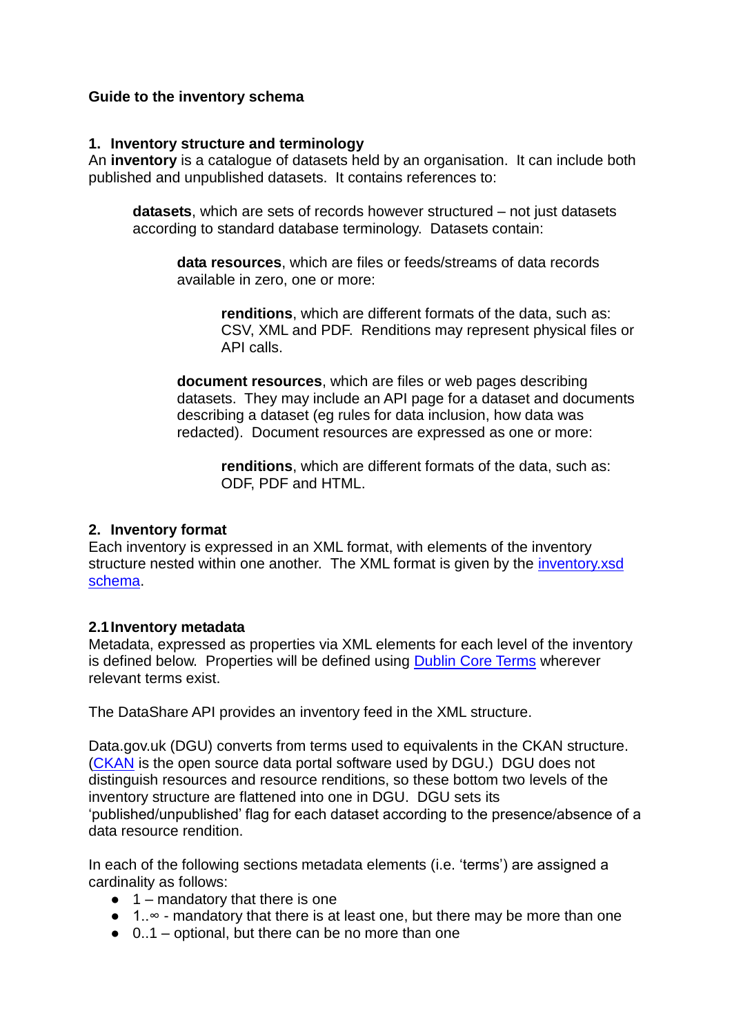**Guide to the inventory schema**

## 1. Inventory structure and terminology

An **inventory** is a catalogue of datasets held by an organisation. It can include both published and unpublished datasets. It contains references to:

> **datasets**, which are sets of records however structured – not just datasets according to standard database terminology. Datasets contain:
>
> > **data resources**, which are files or feeds/streams of data records available in zero, one or more:
> >
> > > **renditions**, which are different formats of the data, such as: CSV, XML and PDF. Renditions may represent physical files or API calls.
> >
> > **document resources**, which are files or web pages describing datasets. They may include an API page for a dataset and documents describing a dataset (eg rules for data inclusion, how data was redacted). Document resources are expressed as one or more:
> >
> > > **renditions**, which are different formats of the data, such as: ODF, PDF and HTML.

## 2. Inventory format

Each inventory is expressed in an XML format, with elements of the inventory structure nested within one another. The XML format is given by the [inventory.xsd schema](inventory.xsd).

### 2.1 Inventory metadata

Metadata, expressed as properties via XML elements for each level of the inventory is defined below. Properties will be defined using [Dublin Core Terms](Dublin Core Terms) wherever relevant terms exist.

The DataShare API provides an inventory feed in the XML structure.

Data.gov.uk (DGU) converts from terms used to equivalents in the CKAN structure. ([CKAN](CKAN) is the open source data portal software used by DGU.) DGU does not distinguish resources and resource renditions, so these bottom two levels of the inventory structure are flattened into one in DGU. DGU sets its 'published/unpublished' flag for each dataset according to the presence/absence of a data resource rendition.

In each of the following sections metadata elements (i.e. 'terms') are assigned a cardinality as follows:

- 1 – mandatory that there is one
- 1..∞ - mandatory that there is at least one, but there may be more than one
- 0..1 – optional, but there can be no more than one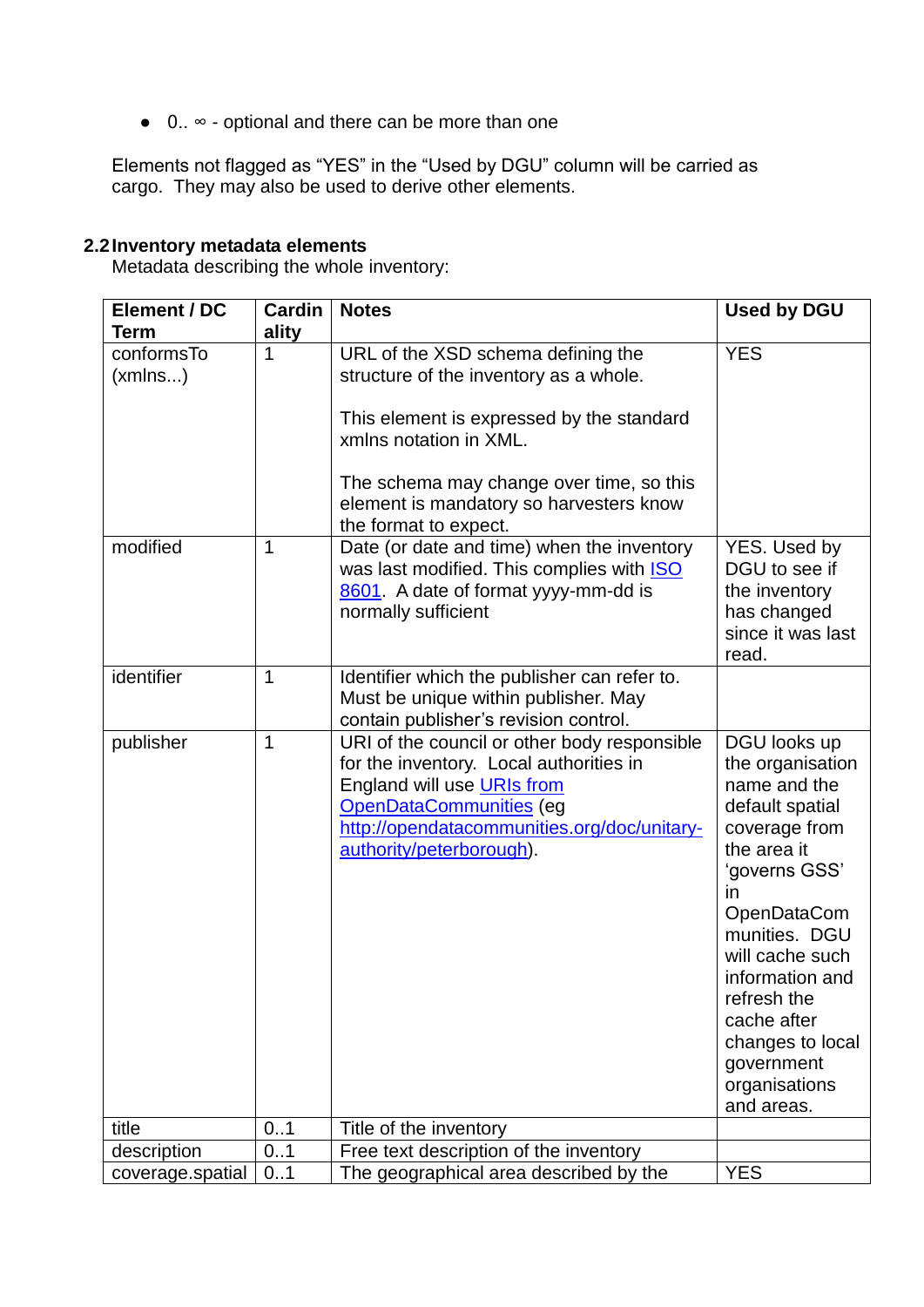- 0.. ∞ - optional and there can be more than one

Elements not flagged as “YES” in the “Used by DGU” column will be carried as cargo. They may also be used to derive other elements.

## 2.2 Inventory metadata elements

Metadata describing the whole inventory:

| Element / DC Term | Cardinality | Notes | Used by DGU |
|---|---|---|---|
| conformsTo (xmlns...) | 1 | URL of the XSD schema defining the structure of the inventory as a whole.<br><br>This element is expressed by the standard xmlns notation in XML.<br><br>The schema may change over time, so this element is mandatory so harvesters know the format to expect. | YES |
| modified | 1 | Date (or date and time) when the inventory was last modified. This complies with [ISO 8601](ISO 8601). A date of format yyyy-mm-dd is normally sufficient | YES. Used by DGU to see if the inventory has changed since it was last read. |
| identifier | 1 | Identifier which the publisher can refer to. Must be unique within publisher. May contain publisher’s revision control. | |
| publisher | 1 | URI of the council or other body responsible for the inventory. Local authorities in England will use URIs from OpenDataCommunities (eg http://opendatacommunities.org/doc/unitary-authority/peterborough). | DGU looks up the organisation name and the default spatial coverage from the area it ‘governs GSS’ in OpenDataCommunities. DGU will cache such information and refresh the cache after changes to local government organisations and areas. |
| title | 0..1 | Title of the inventory | |
| description | 0..1 | Free text description of the inventory | |
| coverage.spatial | 0..1 | The geographical area described by the | YES |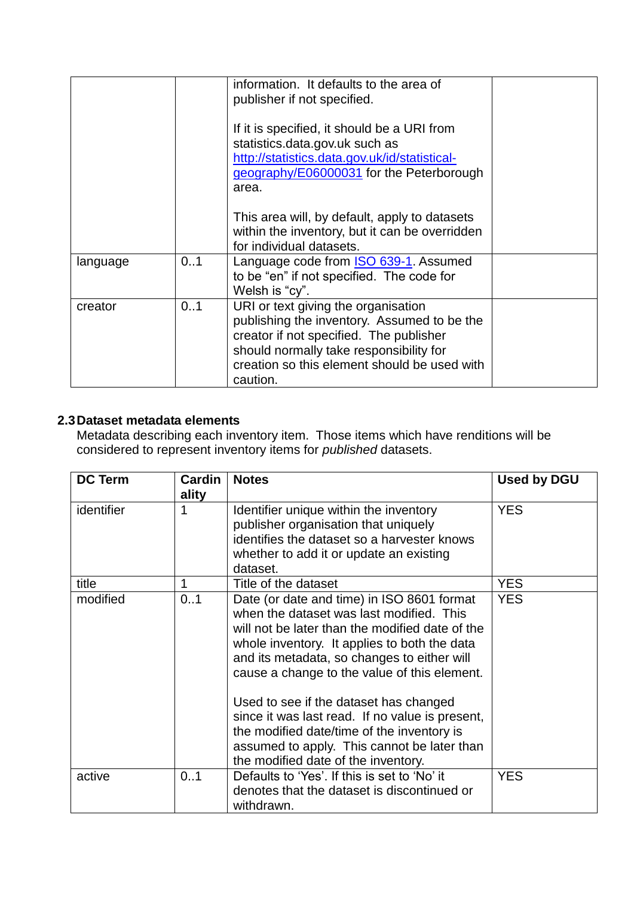| | | | |
|---|---|---|---|
| | | information. It defaults to the area of publisher if not specified.<br><br>If it is specified, it should be a URI from statistics.data.gov.uk such as [http://statistics.data.gov.uk/id/statistical-geography/E06000031](http://statistics.data.gov.uk/id/statistical-geography/E06000031) for the Peterborough area.<br><br>This area will, by default, apply to datasets within the inventory, but it can be overridden for individual datasets. | |
| language | 0..1 | Language code from [ISO 639-1](ISO 639-1). Assumed to be "en" if not specified. The code for Welsh is "cy". | |
| creator | 0..1 | URI or text giving the organisation publishing the inventory. Assumed to be the creator if not specified. The publisher should normally take responsibility for creation so this element should be used with caution. | |

### 2.3 Dataset metadata elements

Metadata describing each inventory item. Those items which have renditions will be considered to represent inventory items for *published* datasets.

| DC Term | Cardinality | Notes | Used by DGU |
|---|---|---|---|
| identifier | 1 | Identifier unique within the inventory publisher organisation that uniquely identifies the dataset so a harvester knows whether to add it or update an existing dataset. | YES |
| title | 1 | Title of the dataset | YES |
| modified | 0..1 | Date (or date and time) in ISO 8601 format when the dataset was last modified. This will not be later than the modified date of the whole inventory. It applies to both the data and its metadata, so changes to either will cause a change to the value of this element.<br><br>Used to see if the dataset has changed since it was last read. If no value is present, the modified date/time of the inventory is assumed to apply. This cannot be later than the modified date of the inventory. | YES |
| active | 0..1 | Defaults to 'Yes'. If this is set to 'No' it denotes that the dataset is discontinued or withdrawn. | YES |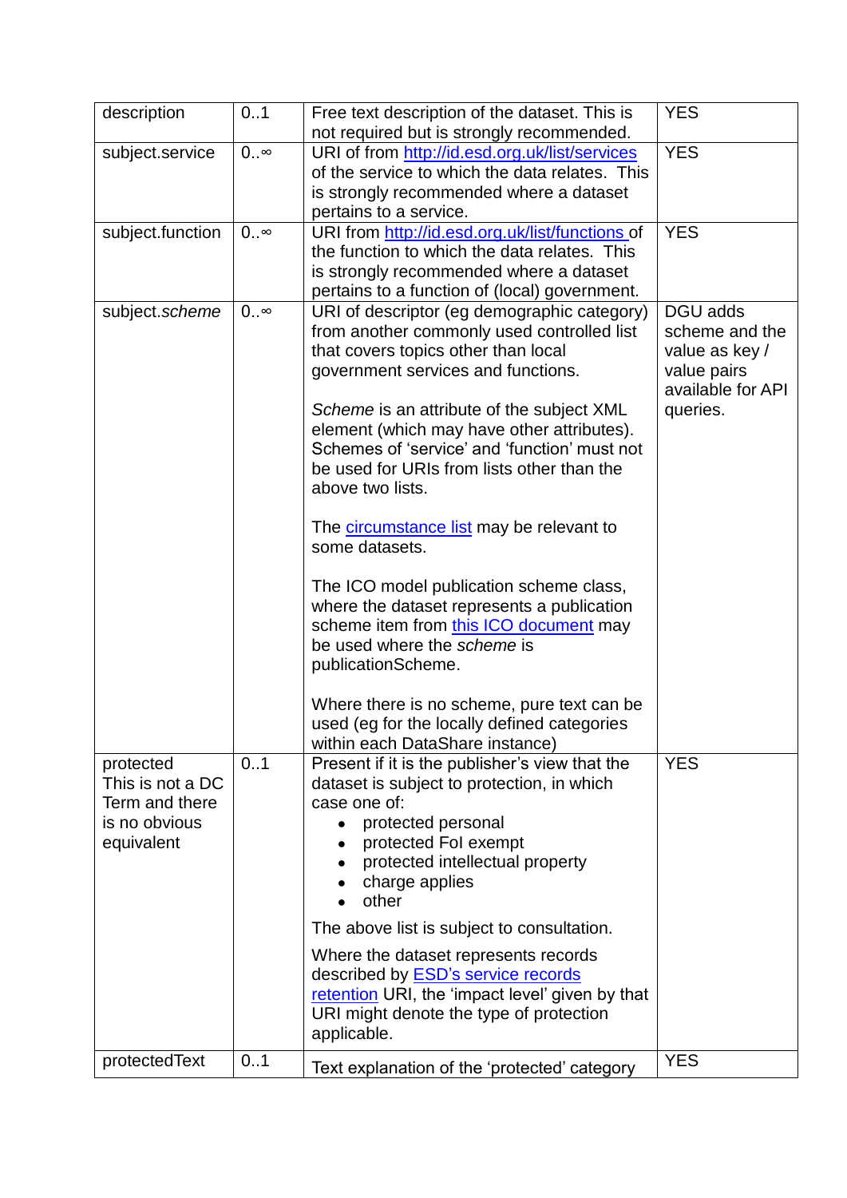| description | 0..1 | Free text description of the dataset. This is not required but is strongly recommended. | YES |
|---|---|---|---|
| subject.service | 0..∞ | URI of from http://id.esd.org.uk/list/services of the service to which the data relates. This is strongly recommended where a dataset pertains to a service. | YES |
| subject.function | 0..∞ | URI from http://id.esd.org.uk/list/functions of the function to which the data relates. This is strongly recommended where a dataset pertains to a function of (local) government. | YES |
| subject.*scheme* | 0..∞ | URI of descriptor (eg demographic category) from another commonly used controlled list that covers topics other than local government services and functions.<br><br>*Scheme* is an attribute of the subject XML element (which may have other attributes). Schemes of 'service' and 'function' must not be used for URIs from lists other than the above two lists.<br><br>The circumstance list may be relevant to some datasets.<br><br>The ICO model publication scheme class, where the dataset represents a publication scheme item from this ICO document may be used where the *scheme* is publicationScheme.<br><br>Where there is no scheme, pure text can be used (eg for the locally defined categories within each DataShare instance) | DGU adds scheme and the value as key / value pairs available for API queries. |
| protected<br>This is not a DC Term and there is no obvious equivalent | 0..1 | Present if it is the publisher's view that the dataset is subject to protection, in which case one of:<br>• protected personal<br>• protected FoI exempt<br>• protected intellectual property<br>• charge applies<br>• other<br><br>The above list is subject to consultation.<br><br>Where the dataset represents records described by ESD's service records retention URI, the 'impact level' given by that URI might denote the type of protection applicable. | YES |
| protectedText | 0..1 | Text explanation of the 'protected' category | YES |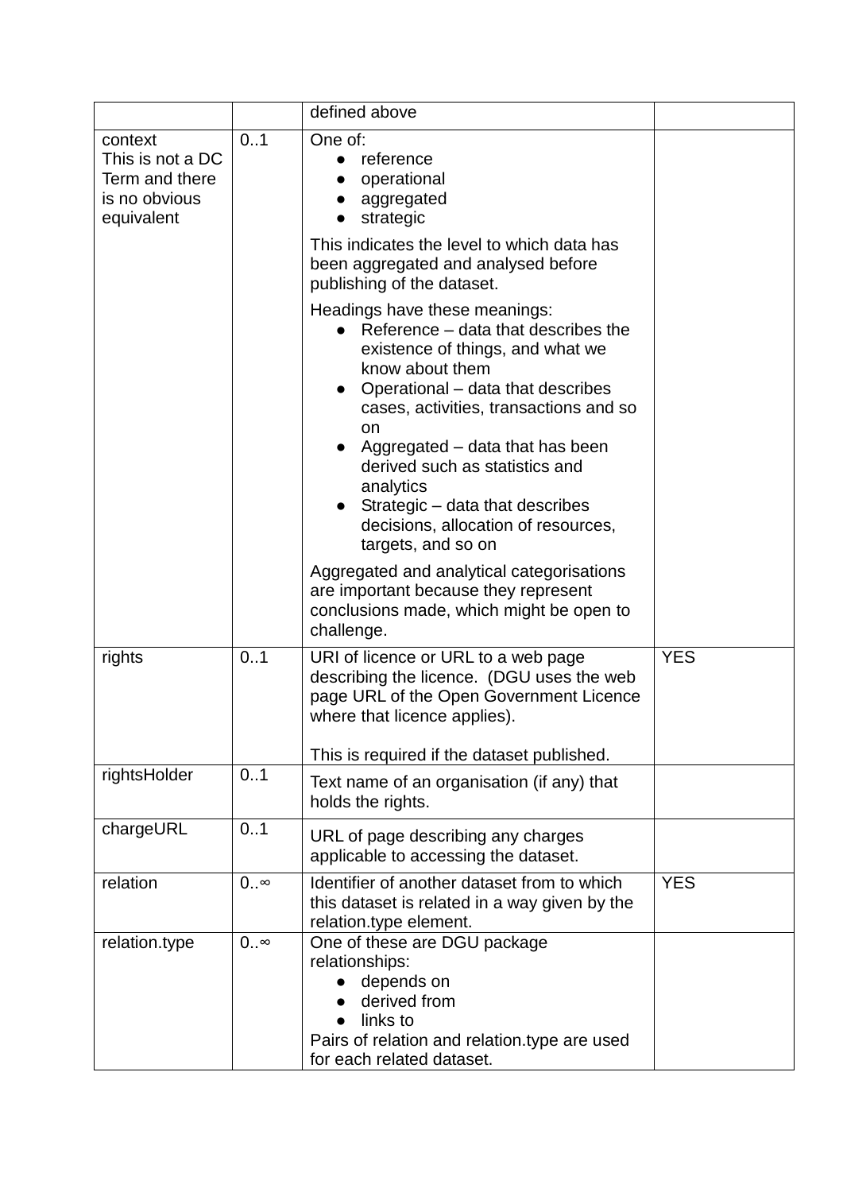| | | | |
|---|---|---|---|
| | | defined above | |
| context<br>This is not a DC Term and there is no obvious equivalent | 0..1 | One of:<br>● reference<br>● operational<br>● aggregated<br>● strategic<br><br>This indicates the level to which data has been aggregated and analysed before publishing of the dataset.<br><br>Headings have these meanings:<br>● Reference – data that describes the existence of things, and what we know about them<br>● Operational – data that describes cases, activities, transactions and so on<br>● Aggregated – data that has been derived such as statistics and analytics<br>● Strategic – data that describes decisions, allocation of resources, targets, and so on<br><br>Aggregated and analytical categorisations are important because they represent conclusions made, which might be open to challenge. | |
| rights | 0..1 | URI of licence or URL to a web page describing the licence. (DGU uses the web page URL of the Open Government Licence where that licence applies).<br><br>This is required if the dataset published. | YES |
| rightsHolder | 0..1 | Text name of an organisation (if any) that holds the rights. | |
| chargeURL | 0..1 | URL of page describing any charges applicable to accessing the dataset. | |
| relation | 0..∞ | Identifier of another dataset from to which this dataset is related in a way given by the relation.type element. | YES |
| relation.type | 0..∞ | One of these are DGU package relationships:<br>● depends on<br>● derived from<br>● links to<br>Pairs of relation and relation.type are used for each related dataset. | |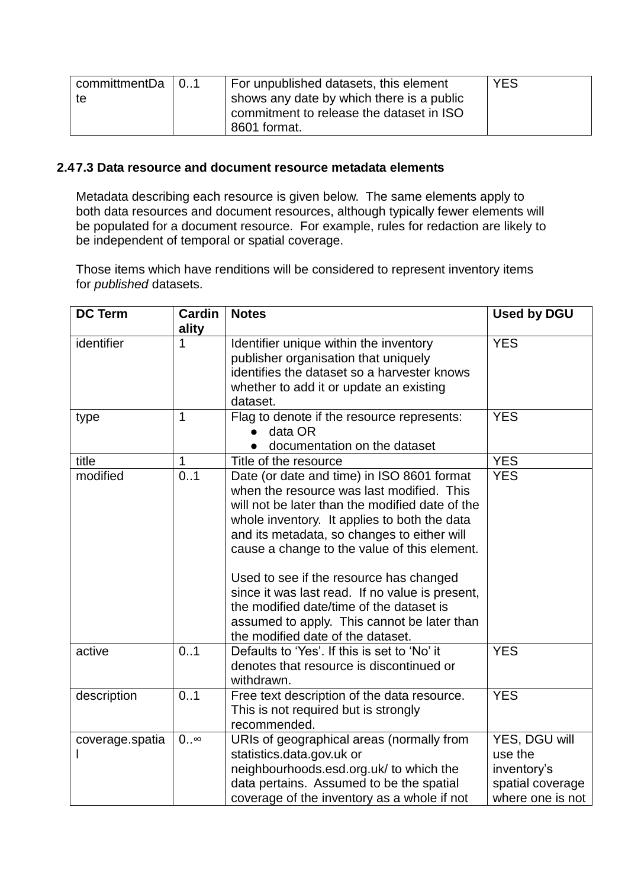| committmentDate | 0..1 | For unpublished datasets, this element shows any date by which there is a public commitment to release the dataset in ISO 8601 format. | YES |
|---|---|---|---|

**2.47.3 Data resource and document resource metadata elements**

Metadata describing each resource is given below. The same elements apply to both data resources and document resources, although typically fewer elements will be populated for a document resource. For example, rules for redaction are likely to be independent of temporal or spatial coverage.

Those items which have renditions will be considered to represent inventory items for *published* datasets.

| DC Term | Cardinality | Notes | Used by DGU |
|---|---|---|---|
| identifier | 1 | Identifier unique within the inventory publisher organisation that uniquely identifies the dataset so a harvester knows whether to add it or update an existing dataset. | YES |
| type | 1 | Flag to denote if the resource represents:<br>● data OR<br>● documentation on the dataset | YES |
| title | 1 | Title of the resource | YES |
| modified | 0..1 | Date (or date and time) in ISO 8601 format when the resource was last modified. This will not be later than the modified date of the whole inventory. It applies to both the data and its metadata, so changes to either will cause a change to the value of this element.<br><br>Used to see if the resource has changed since it was last read. If no value is present, the modified date/time of the dataset is assumed to apply. This cannot be later than the modified date of the dataset. | YES |
| active | 0..1 | Defaults to 'Yes'. If this is set to 'No' it denotes that resource is discontinued or withdrawn. | YES |
| description | 0..1 | Free text description of the data resource. This is not required but is strongly recommended. | YES |
| coverage.spatial | 0..∞ | URIs of geographical areas (normally from statistics.data.gov.uk or neighbourhoods.esd.org.uk/ to which the data pertains. Assumed to be the spatial coverage of the inventory as a whole if not | YES, DGU will use the inventory's spatial coverage where one is not |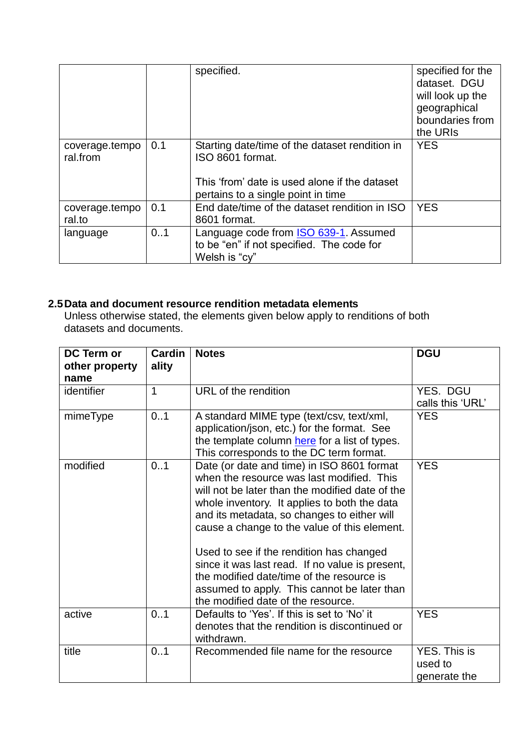| | | specified. | specified for the dataset. DGU will look up the geographical boundaries from the URIs |
|---|---|---|---|
| coverage.temporal.from | 0.1 | Starting date/time of the dataset rendition in ISO 8601 format.<br><br>This 'from' date is used alone if the dataset pertains to a single point in time | YES |
| coverage.temporal.to | 0.1 | End date/time of the dataset rendition in ISO 8601 format. | YES |
| language | 0..1 | Language code from [ISO 639-1](). Assumed to be "en" if not specified. The code for Welsh is "cy" | |

### 2.5 Data and document resource rendition metadata elements

Unless otherwise stated, the elements given below apply to renditions of both datasets and documents.

| DC Term or other property name | Cardinality | Notes | DGU |
|---|---|---|---|
| identifier | 1 | URL of the rendition | YES. DGU calls this 'URL' |
| mimeType | 0..1 | A standard MIME type (text/csv, text/xml, application/json, etc.) for the format. See the template column [here]() for a list of types. This corresponds to the DC term format. | YES |
| modified | 0..1 | Date (or date and time) in ISO 8601 format when the resource was last modified. This will not be later than the modified date of the whole inventory. It applies to both the data and its metadata, so changes to either will cause a change to the value of this element.<br><br>Used to see if the rendition has changed since it was last read. If no value is present, the modified date/time of the resource is assumed to apply. This cannot be later than the modified date of the resource. | YES |
| active | 0..1 | Defaults to 'Yes'. If this is set to 'No' it denotes that the rendition is discontinued or withdrawn. | YES |
| title | 0..1 | Recommended file name for the resource | YES. This is used to generate the |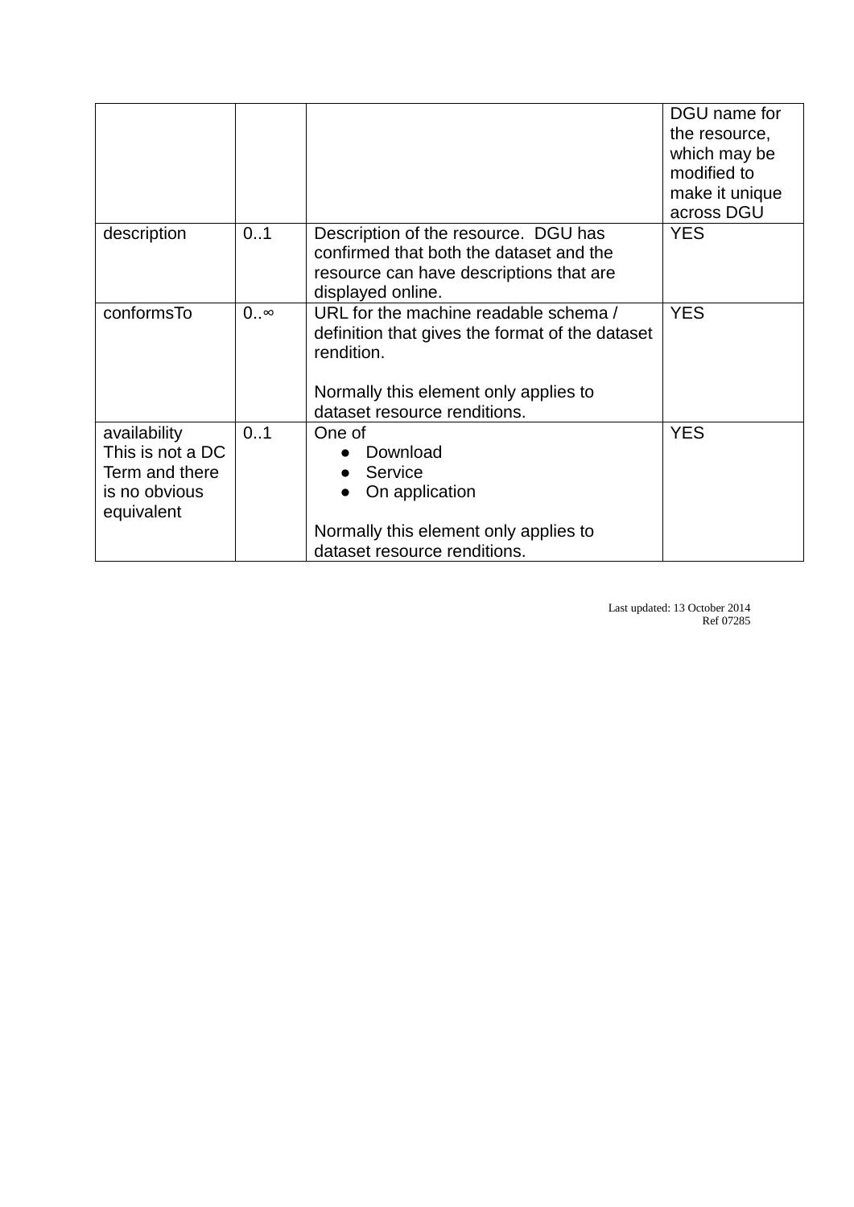| | | | |
|---|---|---|---|
| | | | DGU name for the resource, which may be modified to make it unique across DGU |
| description | 0..1 | Description of the resource. DGU has confirmed that both the dataset and the resource can have descriptions that are displayed online. | YES |
| conformsTo | 0..∞ | URL for the machine readable schema / definition that gives the format of the dataset rendition.<br><br>Normally this element only applies to dataset resource renditions. | YES |
| availability<br>This is not a DC Term and there is no obvious equivalent | 0..1 | One of<br>● Download<br>● Service<br>● On application<br><br>Normally this element only applies to dataset resource renditions. | YES |

Last updated: 13 October 2014
Ref 07285